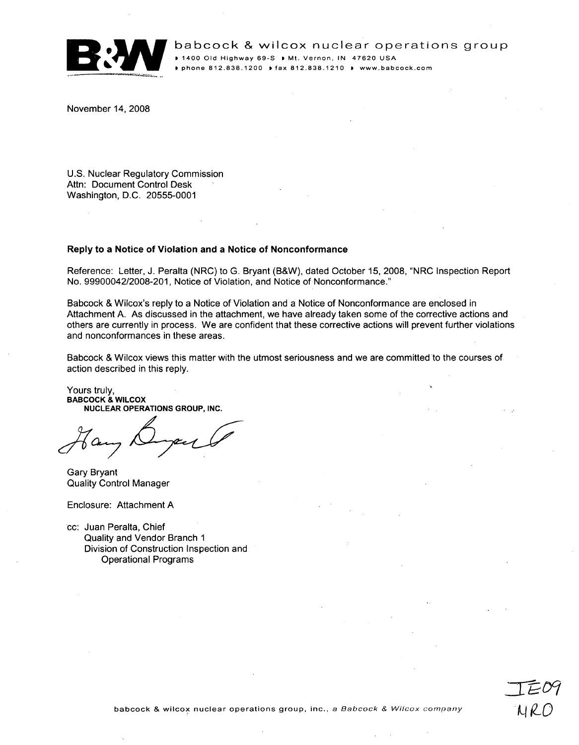**B&W** babcock & wilcox nuclear operations group
1400 Old Highway 69-S • Mt. Vernon, IN 47620 USA
phone 812.838.1200 • fax 812.838.1210 • www.babcock.com

November 14, 2008

U.S. Nuclear Regulatory Commission
Attn: Document Control Desk
Washington, D.C. 20555-0001

**Reply to a Notice of Violation and a Notice of Nonconformance**

Reference: Letter, J. Peralta (NRC) to G. Bryant (B&W), dated October 15, 2008, "NRC Inspection Report No. 99900042/2008-201, Notice of Violation, and Notice of Nonconformance."

Babcock & Wilcox's reply to a Notice of Violation and a Notice of Nonconformance are enclosed in Attachment A. As discussed in the attachment, we have already taken some of the corrective actions and others are currently in process. We are confident that these corrective actions will prevent further violations and nonconformances in these areas.

Babcock & Wilcox views this matter with the utmost seriousness and we are committed to the courses of action described in this reply.

Yours truly,
**BABCOCK & WILCOX**
**NUCLEAR OPERATIONS GROUP, INC.**

Gary Bryant
Quality Control Manager

Enclosure: Attachment A

cc: Juan Peralta, Chief
Quality and Vendor Branch 1
Division of Construction Inspection and
Operational Programs

IE09
NRO

babcock & wilcox nuclear operations group, inc., *a Babcock & Wilcox company*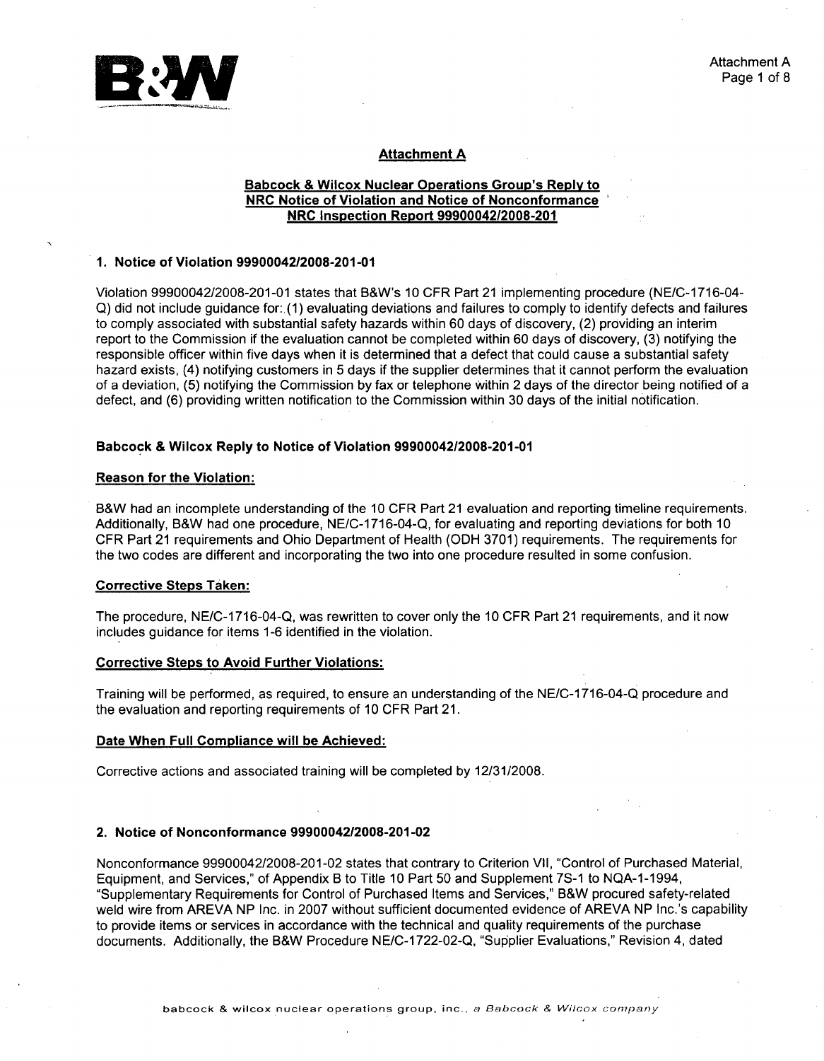## Attachment A

### Babcock & Wilcox Nuclear Operations Group's Reply to NRC Notice of Violation and Notice of Nonconformance NRC Inspection Report 99900042/2008-201

### 1. Notice of Violation 99900042/2008-201-01

Violation 99900042/2008-201-01 states that B&W's 10 CFR Part 21 implementing procedure (NE/C-1716-04-Q) did not include guidance for: (1) evaluating deviations and failures to comply to identify defects and failures to comply associated with substantial safety hazards within 60 days of discovery, (2) providing an interim report to the Commission if the evaluation cannot be completed within 60 days of discovery, (3) notifying the responsible officer within five days when it is determined that a defect that could cause a substantial safety hazard exists, (4) notifying customers in 5 days if the supplier determines that it cannot perform the evaluation of a deviation, (5) notifying the Commission by fax or telephone within 2 days of the director being notified of a defect, and (6) providing written notification to the Commission within 30 days of the initial notification.

#### Babcock & Wilcox Reply to Notice of Violation 99900042/2008-201-01

**Reason for the Violation:**

B&W had an incomplete understanding of the 10 CFR Part 21 evaluation and reporting timeline requirements. Additionally, B&W had one procedure, NE/C-1716-04-Q, for evaluating and reporting deviations for both 10 CFR Part 21 requirements and Ohio Department of Health (ODH 3701) requirements. The requirements for the two codes are different and incorporating the two into one procedure resulted in some confusion.

**Corrective Steps Taken:**

The procedure, NE/C-1716-04-Q, was rewritten to cover only the 10 CFR Part 21 requirements, and it now includes guidance for items 1-6 identified in the violation.

**Corrective Steps to Avoid Further Violations:**

Training will be performed, as required, to ensure an understanding of the NE/C-1716-04-Q procedure and the evaluation and reporting requirements of 10 CFR Part 21.

**Date When Full Compliance will be Achieved:**

Corrective actions and associated training will be completed by 12/31/2008.

### 2. Notice of Nonconformance 99900042/2008-201-02

Nonconformance 99900042/2008-201-02 states that contrary to Criterion VII, "Control of Purchased Material, Equipment, and Services," of Appendix B to Title 10 Part 50 and Supplement 7S-1 to NQA-1-1994, "Supplementary Requirements for Control of Purchased Items and Services," B&W procured safety-related weld wire from AREVA NP Inc. in 2007 without sufficient documented evidence of AREVA NP Inc.'s capability to provide items or services in accordance with the technical and quality requirements of the purchase documents. Additionally, the B&W Procedure NE/C-1722-02-Q, "Supplier Evaluations," Revision 4, dated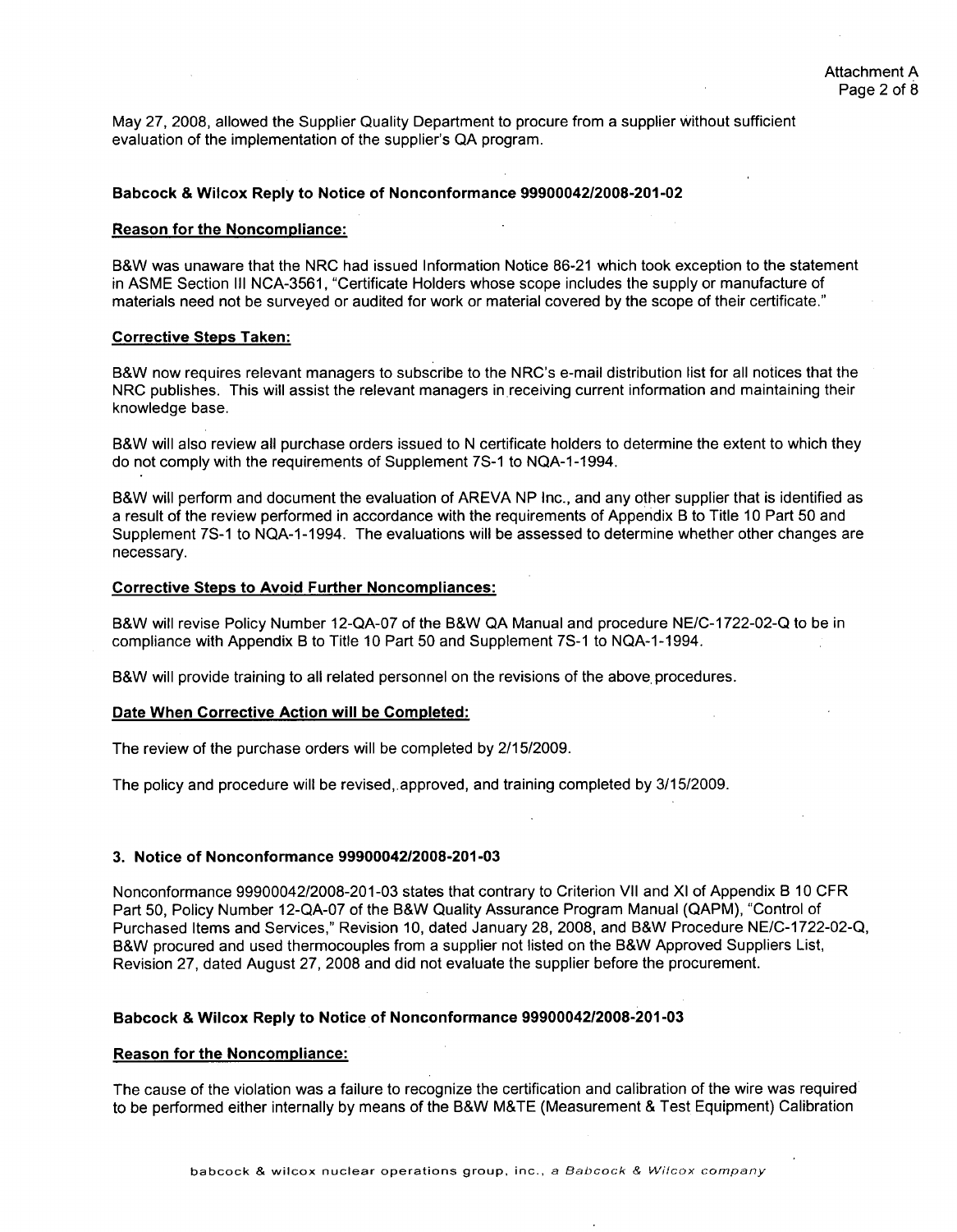May 27, 2008, allowed the Supplier Quality Department to procure from a supplier without sufficient evaluation of the implementation of the supplier's QA program.

### Babcock & Wilcox Reply to Notice of Nonconformance 99900042/2008-201-02

**Reason for the Noncompliance:**

B&W was unaware that the NRC had issued Information Notice 86-21 which took exception to the statement in ASME Section III NCA-3561, "Certificate Holders whose scope includes the supply or manufacture of materials need not be surveyed or audited for work or material covered by the scope of their certificate."

**Corrective Steps Taken:**

B&W now requires relevant managers to subscribe to the NRC's e-mail distribution list for all notices that the NRC publishes. This will assist the relevant managers in receiving current information and maintaining their knowledge base.

B&W will also review all purchase orders issued to N certificate holders to determine the extent to which they do not comply with the requirements of Supplement 7S-1 to NQA-1-1994.

B&W will perform and document the evaluation of AREVA NP Inc., and any other supplier that is identified as a result of the review performed in accordance with the requirements of Appendix B to Title 10 Part 50 and Supplement 7S-1 to NQA-1-1994. The evaluations will be assessed to determine whether other changes are necessary.

**Corrective Steps to Avoid Further Noncompliances:**

B&W will revise Policy Number 12-QA-07 of the B&W QA Manual and procedure NE/C-1722-02-Q to be in compliance with Appendix B to Title 10 Part 50 and Supplement 7S-1 to NQA-1-1994.

B&W will provide training to all related personnel on the revisions of the above procedures.

**Date When Corrective Action will be Completed:**

The review of the purchase orders will be completed by 2/15/2009.

The policy and procedure will be revised, approved, and training completed by 3/15/2009.

### 3. Notice of Nonconformance 99900042/2008-201-03

Nonconformance 99900042/2008-201-03 states that contrary to Criterion VII and XI of Appendix B 10 CFR Part 50, Policy Number 12-QA-07 of the B&W Quality Assurance Program Manual (QAPM), "Control of Purchased Items and Services," Revision 10, dated January 28, 2008, and B&W Procedure NE/C-1722-02-Q, B&W procured and used thermocouples from a supplier not listed on the B&W Approved Suppliers List, Revision 27, dated August 27, 2008 and did not evaluate the supplier before the procurement.

### Babcock & Wilcox Reply to Notice of Nonconformance 99900042/2008-201-03

**Reason for the Noncompliance:**

The cause of the violation was a failure to recognize the certification and calibration of the wire was required to be performed either internally by means of the B&W M&TE (Measurement & Test Equipment) Calibration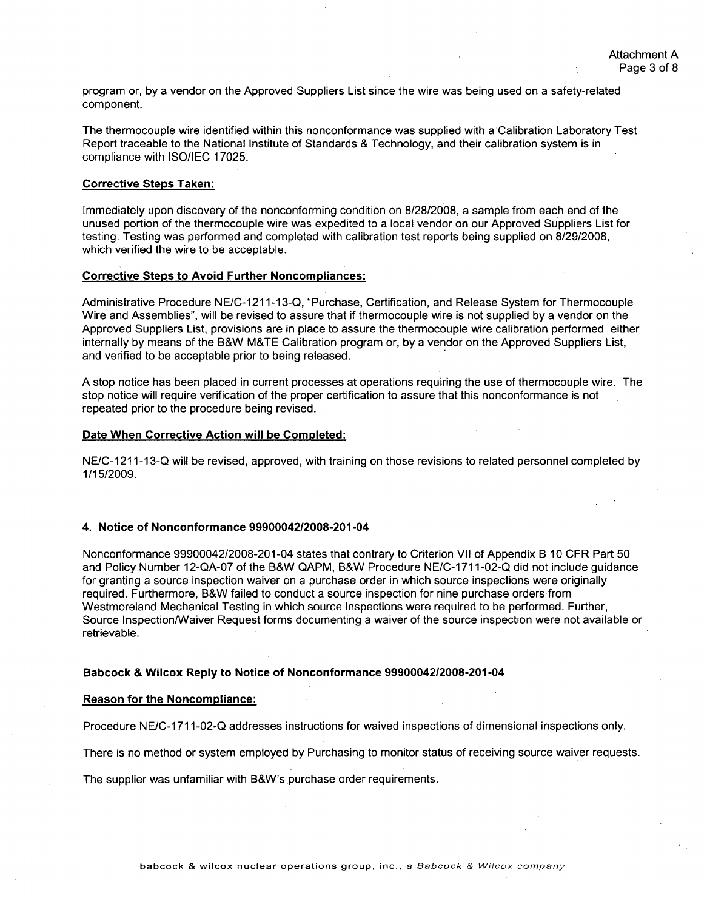program or, by a vendor on the Approved Suppliers List since the wire was being used on a safety-related component.

The thermocouple wire identified within this nonconformance was supplied with a Calibration Laboratory Test Report traceable to the National Institute of Standards & Technology, and their calibration system is in compliance with ISO/IEC 17025.

**Corrective Steps Taken:**

Immediately upon discovery of the nonconforming condition on 8/28/2008, a sample from each end of the unused portion of the thermocouple wire was expedited to a local vendor on our Approved Suppliers List for testing. Testing was performed and completed with calibration test reports being supplied on 8/29/2008, which verified the wire to be acceptable.

**Corrective Steps to Avoid Further Noncompliances:**

Administrative Procedure NE/C-1211-13-Q, "Purchase, Certification, and Release System for Thermocouple Wire and Assemblies", will be revised to assure that if thermocouple wire is not supplied by a vendor on the Approved Suppliers List, provisions are in place to assure the thermocouple wire calibration performed either internally by means of the B&W M&TE Calibration program or, by a vendor on the Approved Suppliers List, and verified to be acceptable prior to being released.

A stop notice has been placed in current processes at operations requiring the use of thermocouple wire. The stop notice will require verification of the proper certification to assure that this nonconformance is not repeated prior to the procedure being revised.

**Date When Corrective Action will be Completed:**

NE/C-1211-13-Q will be revised, approved, with training on those revisions to related personnel completed by 1/15/2009.

#### 4. Notice of Nonconformance 99900042/2008-201-04

Nonconformance 99900042/2008-201-04 states that contrary to Criterion VII of Appendix B 10 CFR Part 50 and Policy Number 12-QA-07 of the B&W QAPM, B&W Procedure NE/C-1711-02-Q did not include guidance for granting a source inspection waiver on a purchase order in which source inspections were originally required. Furthermore, B&W failed to conduct a source inspection for nine purchase orders from Westmoreland Mechanical Testing in which source inspections were required to be performed. Further, Source Inspection/Waiver Request forms documenting a waiver of the source inspection were not available or retrievable.

#### Babcock & Wilcox Reply to Notice of Nonconformance 99900042/2008-201-04

**Reason for the Noncompliance:**

Procedure NE/C-1711-02-Q addresses instructions for waived inspections of dimensional inspections only.

There is no method or system employed by Purchasing to monitor status of receiving source waiver requests.

The supplier was unfamiliar with B&W's purchase order requirements.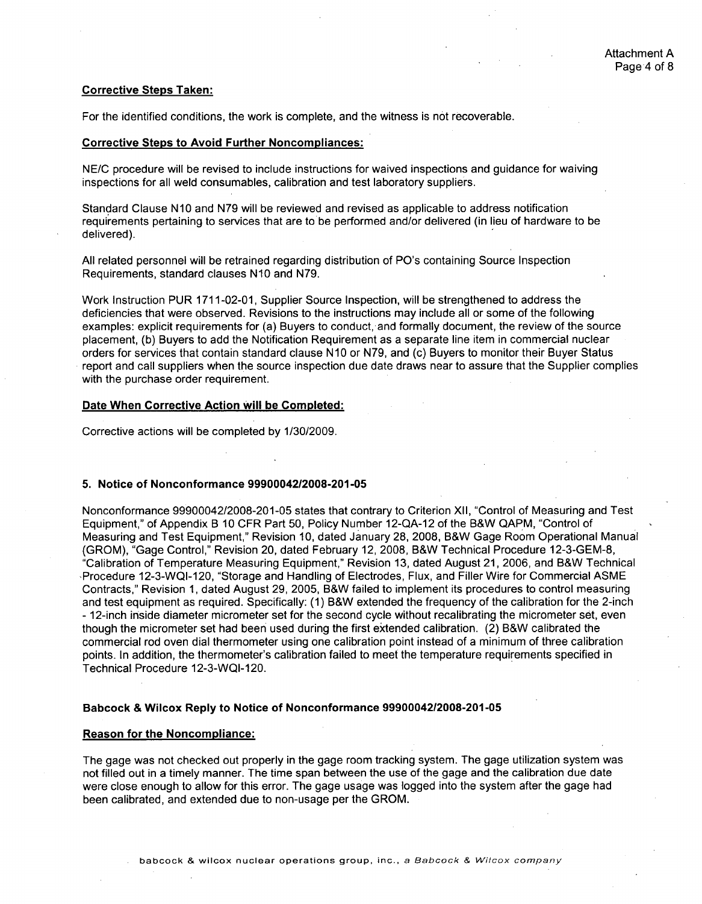**Corrective Steps Taken:**

For the identified conditions, the work is complete, and the witness is not recoverable.

**Corrective Steps to Avoid Further Noncompliances:**

NE/C procedure will be revised to include instructions for waived inspections and guidance for waiving inspections for all weld consumables, calibration and test laboratory suppliers.

Standard Clause N10 and N79 will be reviewed and revised as applicable to address notification requirements pertaining to services that are to be performed and/or delivered (in lieu of hardware to be delivered).

All related personnel will be retrained regarding distribution of PO's containing Source Inspection Requirements, standard clauses N10 and N79.

Work Instruction PUR 1711-02-01, Supplier Source Inspection, will be strengthened to address the deficiencies that were observed. Revisions to the instructions may include all or some of the following examples: explicit requirements for (a) Buyers to conduct, and formally document, the review of the source placement, (b) Buyers to add the Notification Requirement as a separate line item in commercial nuclear orders for services that contain standard clause N10 or N79, and (c) Buyers to monitor their Buyer Status report and call suppliers when the source inspection due date draws near to assure that the Supplier complies with the purchase order requirement.

**Date When Corrective Action will be Completed:**

Corrective actions will be completed by 1/30/2009.

### 5. Notice of Nonconformance 99900042/2008-201-05

Nonconformance 99900042/2008-201-05 states that contrary to Criterion XII, "Control of Measuring and Test Equipment," of Appendix B 10 CFR Part 50, Policy Number 12-QA-12 of the B&W QAPM, "Control of Measuring and Test Equipment," Revision 10, dated January 28, 2008, B&W Gage Room Operational Manual (GROM), "Gage Control," Revision 20, dated February 12, 2008, B&W Technical Procedure 12-3-GEM-8, "Calibration of Temperature Measuring Equipment," Revision 13, dated August 21, 2006, and B&W Technical Procedure 12-3-WQI-120, "Storage and Handling of Electrodes, Flux, and Filler Wire for Commercial ASME Contracts," Revision 1, dated August 29, 2005, B&W failed to implement its procedures to control measuring and test equipment as required. Specifically: (1) B&W extended the frequency of the calibration for the 2-inch - 12-inch inside diameter micrometer set for the second cycle without recalibrating the micrometer set, even though the micrometer set had been used during the first extended calibration. (2) B&W calibrated the commercial rod oven dial thermometer using one calibration point instead of a minimum of three calibration points. In addition, the thermometer's calibration failed to meet the temperature requirements specified in Technical Procedure 12-3-WQI-120.

### Babcock & Wilcox Reply to Notice of Nonconformance 99900042/2008-201-05

**Reason for the Noncompliance:**

The gage was not checked out properly in the gage room tracking system. The gage utilization system was not filled out in a timely manner. The time span between the use of the gage and the calibration due date were close enough to allow for this error. The gage usage was logged into the system after the gage had been calibrated, and extended due to non-usage per the GROM.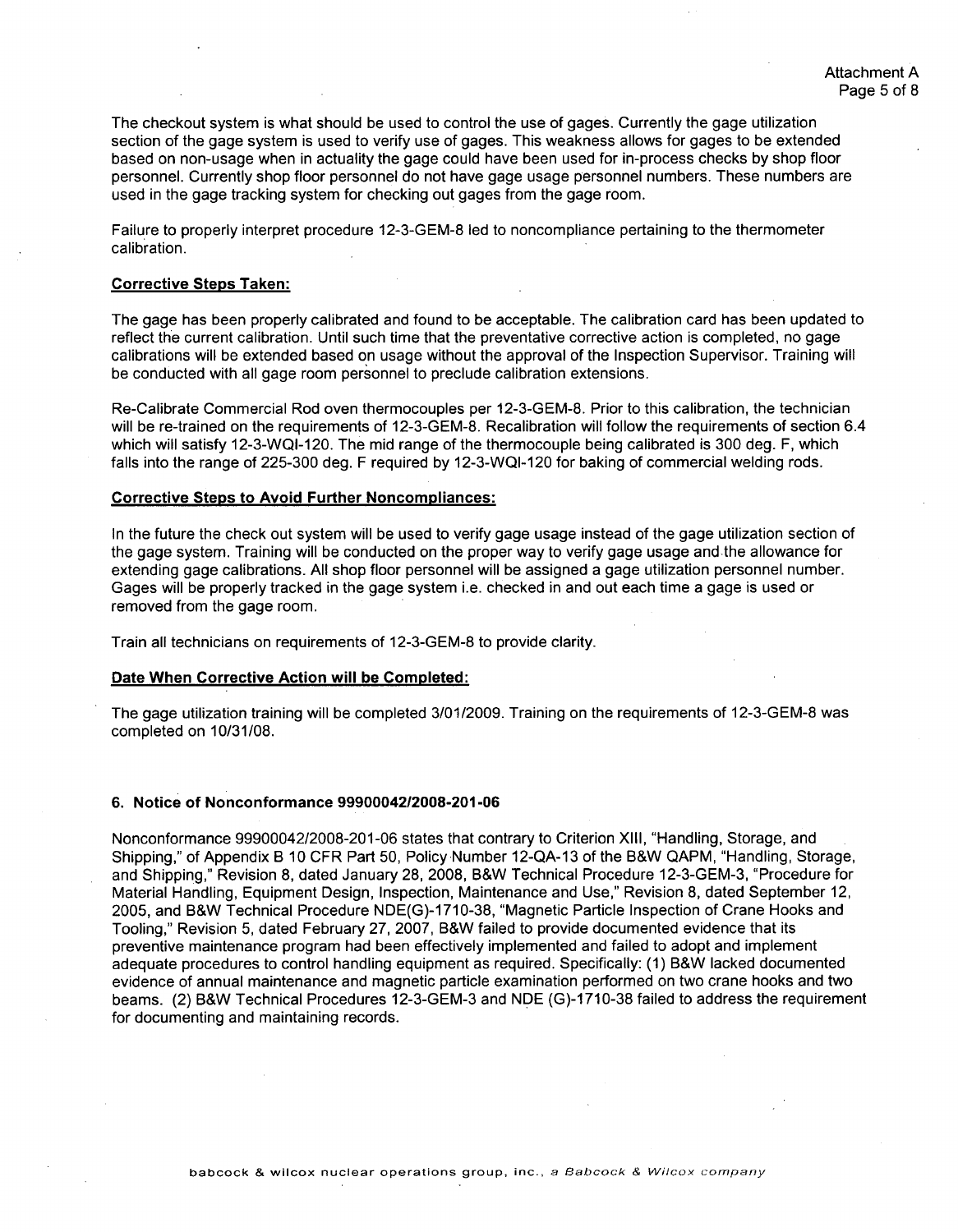The checkout system is what should be used to control the use of gages. Currently the gage utilization section of the gage system is used to verify use of gages. This weakness allows for gages to be extended based on non-usage when in actuality the gage could have been used for in-process checks by shop floor personnel. Currently shop floor personnel do not have gage usage personnel numbers. These numbers are used in the gage tracking system for checking out gages from the gage room.

Failure to properly interpret procedure 12-3-GEM-8 led to noncompliance pertaining to the thermometer calibration.

**Corrective Steps Taken:**

The gage has been properly calibrated and found to be acceptable. The calibration card has been updated to reflect the current calibration. Until such time that the preventative corrective action is completed, no gage calibrations will be extended based on usage without the approval of the Inspection Supervisor. Training will be conducted with all gage room personnel to preclude calibration extensions.

Re-Calibrate Commercial Rod oven thermocouples per 12-3-GEM-8. Prior to this calibration, the technician will be re-trained on the requirements of 12-3-GEM-8. Recalibration will follow the requirements of section 6.4 which will satisfy 12-3-WQI-120. The mid range of the thermocouple being calibrated is 300 deg. F, which falls into the range of 225-300 deg. F required by 12-3-WQI-120 for baking of commercial welding rods.

**Corrective Steps to Avoid Further Noncompliances:**

In the future the check out system will be used to verify gage usage instead of the gage utilization section of the gage system. Training will be conducted on the proper way to verify gage usage and the allowance for extending gage calibrations. All shop floor personnel will be assigned a gage utilization personnel number. Gages will be properly tracked in the gage system i.e. checked in and out each time a gage is used or removed from the gage room.

Train all technicians on requirements of 12-3-GEM-8 to provide clarity.

**Date When Corrective Action will be Completed:**

The gage utilization training will be completed 3/01/2009. Training on the requirements of 12-3-GEM-8 was completed on 10/31/08.

### 6. Notice of Nonconformance 99900042/2008-201-06

Nonconformance 99900042/2008-201-06 states that contrary to Criterion XIII, "Handling, Storage, and Shipping," of Appendix B 10 CFR Part 50, Policy Number 12-QA-13 of the B&W QAPM, "Handling, Storage, and Shipping," Revision 8, dated January 28, 2008, B&W Technical Procedure 12-3-GEM-3, "Procedure for Material Handling, Equipment Design, Inspection, Maintenance and Use," Revision 8, dated September 12, 2005, and B&W Technical Procedure NDE(G)-1710-38, "Magnetic Particle Inspection of Crane Hooks and Tooling," Revision 5, dated February 27, 2007, B&W failed to provide documented evidence that its preventive maintenance program had been effectively implemented and failed to adopt and implement adequate procedures to control handling equipment as required. Specifically: (1) B&W lacked documented evidence of annual maintenance and magnetic particle examination performed on two crane hooks and two beams. (2) B&W Technical Procedures 12-3-GEM-3 and NDE (G)-1710-38 failed to address the requirement for documenting and maintaining records.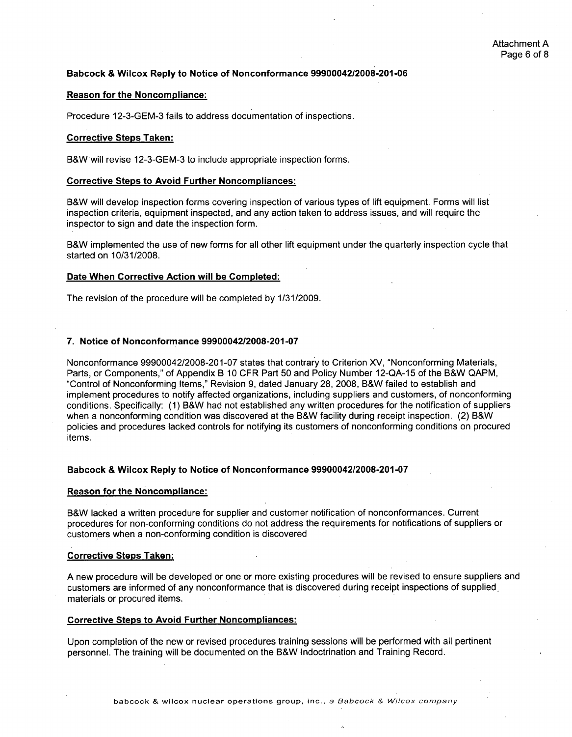### Babcock & Wilcox Reply to Notice of Nonconformance 99900042/2008-201-06

**Reason for the Noncompliance:**

Procedure 12-3-GEM-3 fails to address documentation of inspections.

**Corrective Steps Taken:**

B&W will revise 12-3-GEM-3 to include appropriate inspection forms.

**Corrective Steps to Avoid Further Noncompliances:**

B&W will develop inspection forms covering inspection of various types of lift equipment. Forms will list inspection criteria, equipment inspected, and any action taken to address issues, and will require the inspector to sign and date the inspection form.

B&W implemented the use of new forms for all other lift equipment under the quarterly inspection cycle that started on 10/31/2008.

**Date When Corrective Action will be Completed:**

The revision of the procedure will be completed by 1/31/2009.

### 7. Notice of Nonconformance 99900042/2008-201-07

Nonconformance 99900042/2008-201-07 states that contrary to Criterion XV, "Nonconforming Materials, Parts, or Components," of Appendix B 10 CFR Part 50 and Policy Number 12-QA-15 of the B&W QAPM, "Control of Nonconforming Items," Revision 9, dated January 28, 2008, B&W failed to establish and implement procedures to notify affected organizations, including suppliers and customers, of nonconforming conditions. Specifically: (1) B&W had not established any written procedures for the notification of suppliers when a nonconforming condition was discovered at the B&W facility during receipt inspection. (2) B&W policies and procedures lacked controls for notifying its customers of nonconforming conditions on procured items.

### Babcock & Wilcox Reply to Notice of Nonconformance 99900042/2008-201-07

**Reason for the Noncompliance:**

B&W lacked a written procedure for supplier and customer notification of nonconformances. Current procedures for non-conforming conditions do not address the requirements for notifications of suppliers or customers when a non-conforming condition is discovered

**Corrective Steps Taken:**

A new procedure will be developed or one or more existing procedures will be revised to ensure suppliers and customers are informed of any nonconformance that is discovered during receipt inspections of supplied materials or procured items.

**Corrective Steps to Avoid Further Noncompliances:**

Upon completion of the new or revised procedures training sessions will be performed with all pertinent personnel. The training will be documented on the B&W Indoctrination and Training Record.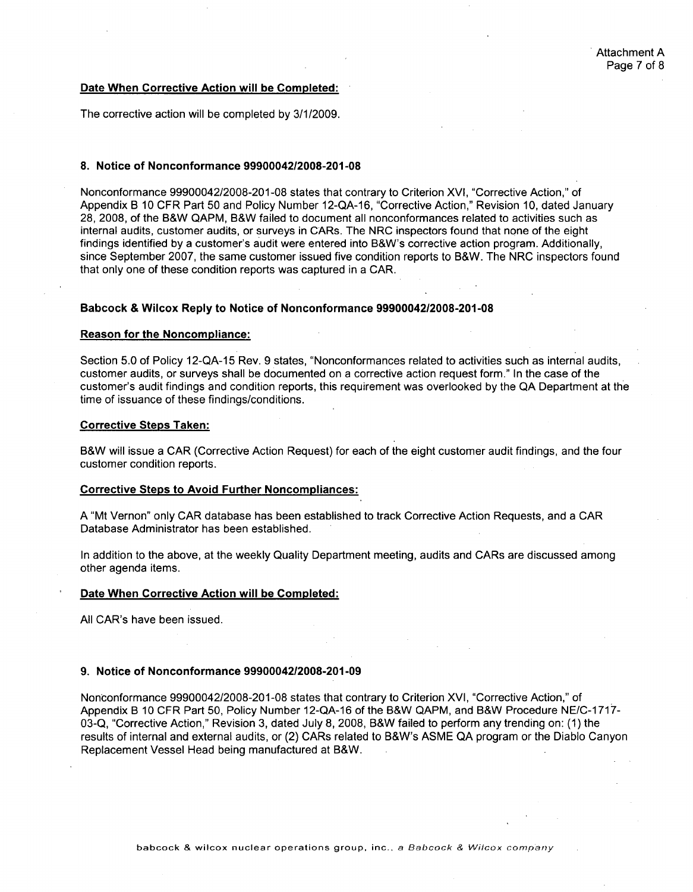**Date When Corrective Action will be Completed:**

The corrective action will be completed by 3/1/2009.

### 8. Notice of Nonconformance 99900042/2008-201-08

Nonconformance 99900042/2008-201-08 states that contrary to Criterion XVI, "Corrective Action," of Appendix B 10 CFR Part 50 and Policy Number 12-QA-16, "Corrective Action," Revision 10, dated January 28, 2008, of the B&W QAPM, B&W failed to document all nonconformances related to activities such as internal audits, customer audits, or surveys in CARs. The NRC inspectors found that none of the eight findings identified by a customer's audit were entered into B&W's corrective action program. Additionally, since September 2007, the same customer issued five condition reports to B&W. The NRC inspectors found that only one of these condition reports was captured in a CAR.

### Babcock & Wilcox Reply to Notice of Nonconformance 99900042/2008-201-08

**Reason for the Noncompliance:**

Section 5.0 of Policy 12-QA-15 Rev. 9 states, "Nonconformances related to activities such as internal audits, customer audits, or surveys shall be documented on a corrective action request form." In the case of the customer's audit findings and condition reports, this requirement was overlooked by the QA Department at the time of issuance of these findings/conditions.

**Corrective Steps Taken:**

B&W will issue a CAR (Corrective Action Request) for each of the eight customer audit findings, and the four customer condition reports.

**Corrective Steps to Avoid Further Noncompliances:**

A "Mt Vernon" only CAR database has been established to track Corrective Action Requests, and a CAR Database Administrator has been established.

In addition to the above, at the weekly Quality Department meeting, audits and CARs are discussed among other agenda items.

**Date When Corrective Action will be Completed:**

All CAR's have been issued.

### 9. Notice of Nonconformance 99900042/2008-201-09

Nonconformance 99900042/2008-201-08 states that contrary to Criterion XVI, "Corrective Action," of Appendix B 10 CFR Part 50, Policy Number 12-QA-16 of the B&W QAPM, and B&W Procedure NE/C-1717-03-Q, "Corrective Action," Revision 3, dated July 8, 2008, B&W failed to perform any trending on: (1) the results of internal and external audits, or (2) CARs related to B&W's ASME QA program or the Diablo Canyon Replacement Vessel Head being manufactured at B&W.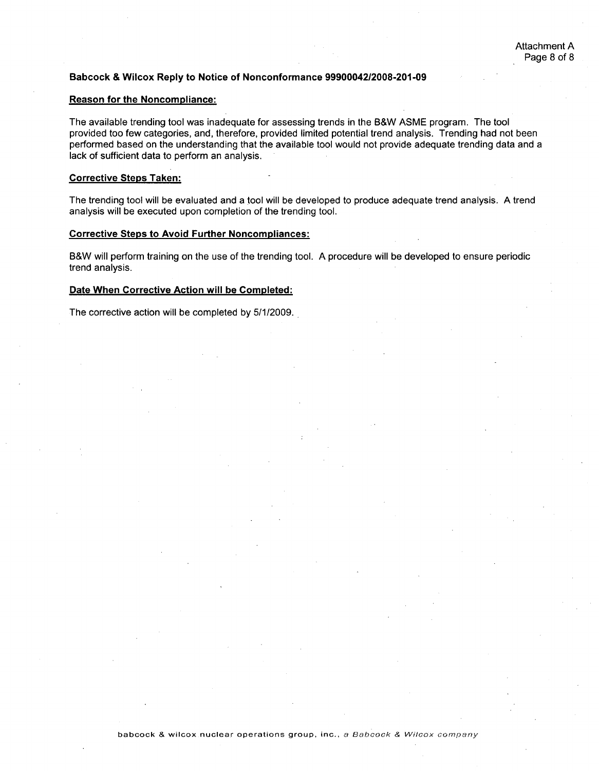**Babcock & Wilcox Reply to Notice of Nonconformance 99900042/2008-201-09**

**Reason for the Noncompliance:**

The available trending tool was inadequate for assessing trends in the B&W ASME program. The tool provided too few categories, and, therefore, provided limited potential trend analysis. Trending had not been performed based on the understanding that the available tool would not provide adequate trending data and a lack of sufficient data to perform an analysis.

**Corrective Steps Taken:**

The trending tool will be evaluated and a tool will be developed to produce adequate trend analysis. A trend analysis will be executed upon completion of the trending tool.

**Corrective Steps to Avoid Further Noncompliances:**

B&W will perform training on the use of the trending tool. A procedure will be developed to ensure periodic trend analysis.

**Date When Corrective Action will be Completed:**

The corrective action will be completed by 5/1/2009.